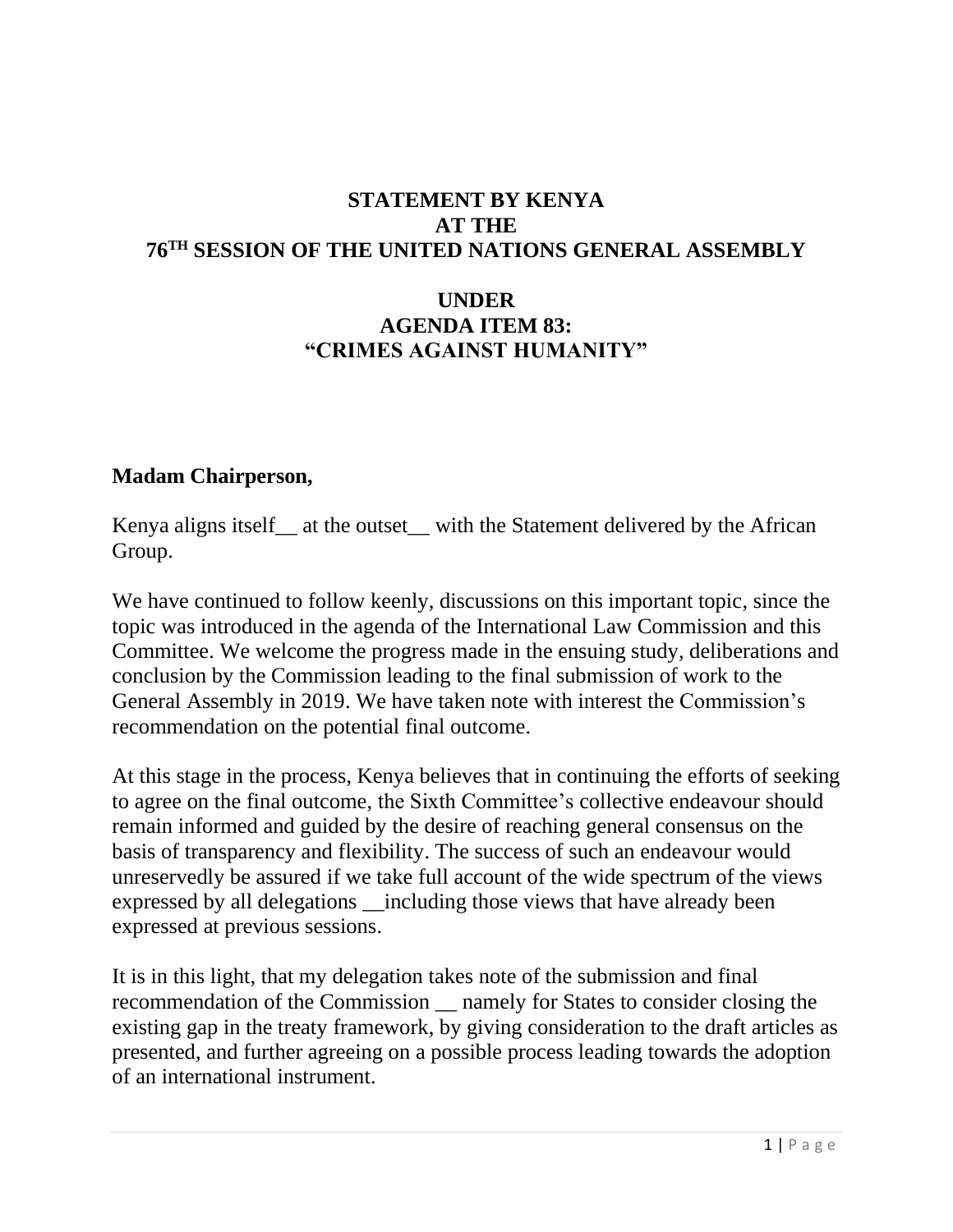# STATEMENT BY KENYA
# AT THE
# 76TH SESSION OF THE UNITED NATIONS GENERAL ASSEMBLY

## UNDER
## AGENDA ITEM 83:
## "CRIMES AGAINST HUMANITY"

**Madam Chairperson,**

Kenya aligns itself__ at the outset__ with the Statement delivered by the African Group.

We have continued to follow keenly, discussions on this important topic, since the topic was introduced in the agenda of the International Law Commission and this Committee. We welcome the progress made in the ensuing study, deliberations and conclusion by the Commission leading to the final submission of work to the General Assembly in 2019. We have taken note with interest the Commission's recommendation on the potential final outcome.

At this stage in the process, Kenya believes that in continuing the efforts of seeking to agree on the final outcome, the Sixth Committee's collective endeavour should remain informed and guided by the desire of reaching general consensus on the basis of transparency and flexibility. The success of such an endeavour would unreservedly be assured if we take full account of the wide spectrum of the views expressed by all delegations __including those views that have already been expressed at previous sessions.

It is in this light, that my delegation takes note of the submission and final recommendation of the Commission __ namely for States to consider closing the existing gap in the treaty framework, by giving consideration to the draft articles as presented, and further agreeing on a possible process leading towards the adoption of an international instrument.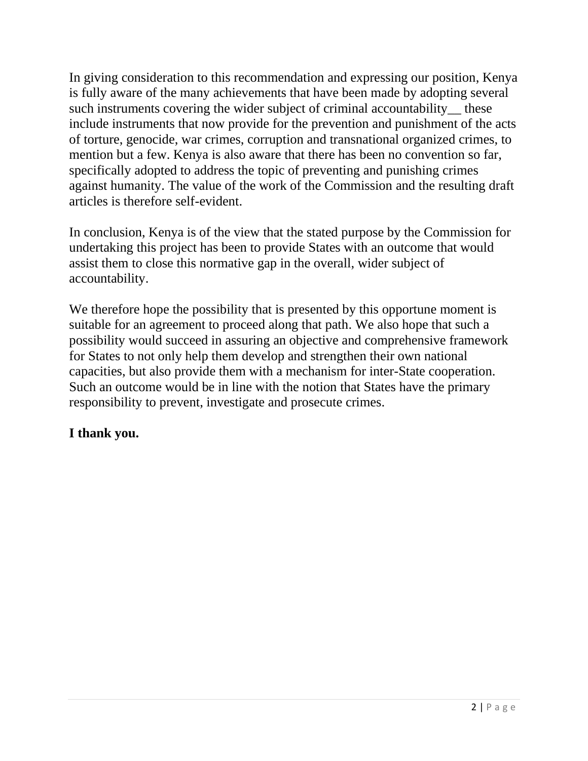In giving consideration to this recommendation and expressing our position, Kenya is fully aware of the many achievements that have been made by adopting several such instruments covering the wider subject of criminal accountability__ these include instruments that now provide for the prevention and punishment of the acts of torture, genocide, war crimes, corruption and transnational organized crimes, to mention but a few. Kenya is also aware that there has been no convention so far, specifically adopted to address the topic of preventing and punishing crimes against humanity. The value of the work of the Commission and the resulting draft articles is therefore self-evident.

In conclusion, Kenya is of the view that the stated purpose by the Commission for undertaking this project has been to provide States with an outcome that would assist them to close this normative gap in the overall, wider subject of accountability.

We therefore hope the possibility that is presented by this opportune moment is suitable for an agreement to proceed along that path. We also hope that such a possibility would succeed in assuring an objective and comprehensive framework for States to not only help them develop and strengthen their own national capacities, but also provide them with a mechanism for inter-State cooperation. Such an outcome would be in line with the notion that States have the primary responsibility to prevent, investigate and prosecute crimes.

**I thank you.**